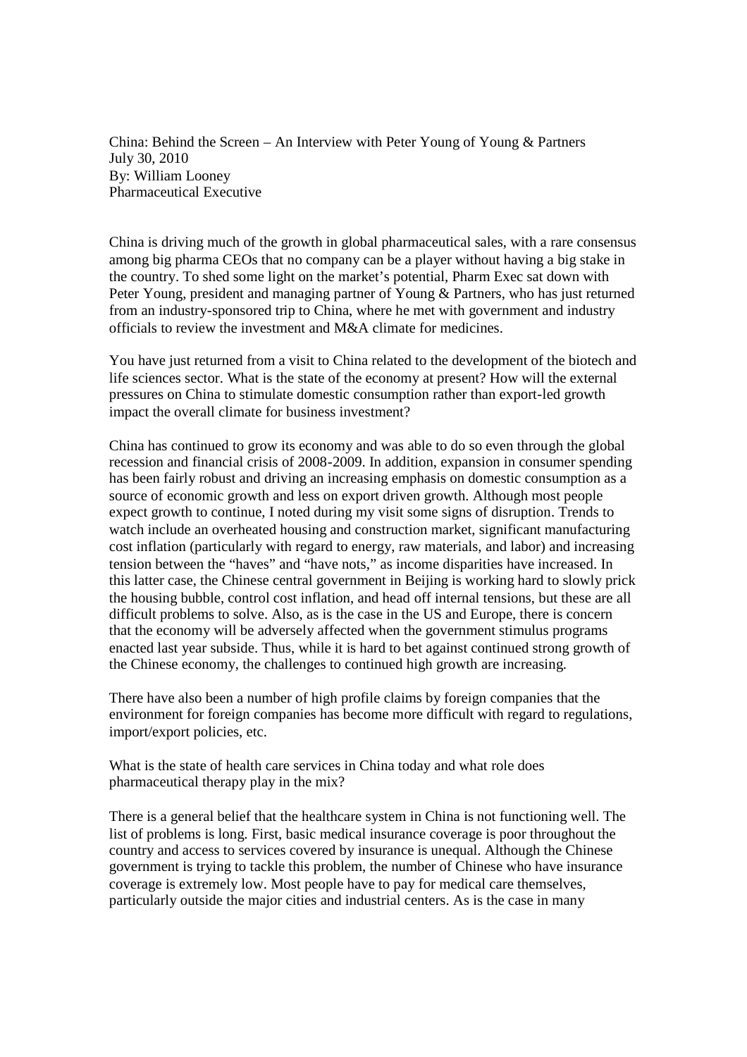China: Behind the Screen – An Interview with Peter Young of Young & Partners
July 30, 2010
By: William Looney
Pharmaceutical Executive

China is driving much of the growth in global pharmaceutical sales, with a rare consensus among big pharma CEOs that no company can be a player without having a big stake in the country. To shed some light on the market's potential, Pharm Exec sat down with Peter Young, president and managing partner of Young & Partners, who has just returned from an industry-sponsored trip to China, where he met with government and industry officials to review the investment and M&A climate for medicines.

You have just returned from a visit to China related to the development of the biotech and life sciences sector. What is the state of the economy at present? How will the external pressures on China to stimulate domestic consumption rather than export-led growth impact the overall climate for business investment?

China has continued to grow its economy and was able to do so even through the global recession and financial crisis of 2008-2009. In addition, expansion in consumer spending has been fairly robust and driving an increasing emphasis on domestic consumption as a source of economic growth and less on export driven growth. Although most people expect growth to continue, I noted during my visit some signs of disruption. Trends to watch include an overheated housing and construction market, significant manufacturing cost inflation (particularly with regard to energy, raw materials, and labor) and increasing tension between the "haves" and "have nots," as income disparities have increased. In this latter case, the Chinese central government in Beijing is working hard to slowly prick the housing bubble, control cost inflation, and head off internal tensions, but these are all difficult problems to solve. Also, as is the case in the US and Europe, there is concern that the economy will be adversely affected when the government stimulus programs enacted last year subside. Thus, while it is hard to bet against continued strong growth of the Chinese economy, the challenges to continued high growth are increasing.

There have also been a number of high profile claims by foreign companies that the environment for foreign companies has become more difficult with regard to regulations, import/export policies, etc.

What is the state of health care services in China today and what role does pharmaceutical therapy play in the mix?

There is a general belief that the healthcare system in China is not functioning well. The list of problems is long. First, basic medical insurance coverage is poor throughout the country and access to services covered by insurance is unequal. Although the Chinese government is trying to tackle this problem, the number of Chinese who have insurance coverage is extremely low. Most people have to pay for medical care themselves, particularly outside the major cities and industrial centers. As is the case in many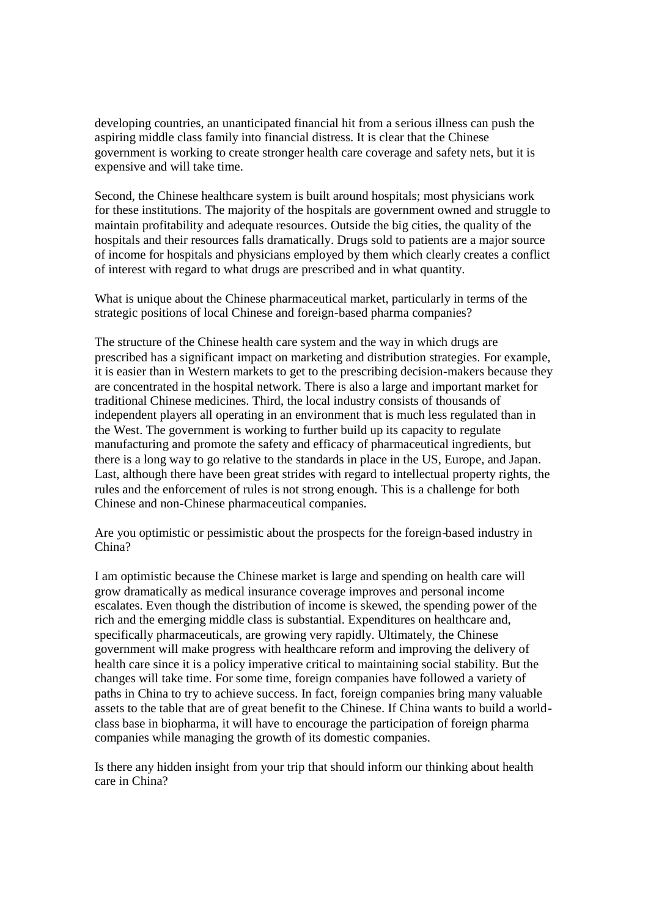developing countries, an unanticipated financial hit from a serious illness can push the aspiring middle class family into financial distress. It is clear that the Chinese government is working to create stronger health care coverage and safety nets, but it is expensive and will take time.

Second, the Chinese healthcare system is built around hospitals; most physicians work for these institutions. The majority of the hospitals are government owned and struggle to maintain profitability and adequate resources. Outside the big cities, the quality of the hospitals and their resources falls dramatically. Drugs sold to patients are a major source of income for hospitals and physicians employed by them which clearly creates a conflict of interest with regard to what drugs are prescribed and in what quantity.

What is unique about the Chinese pharmaceutical market, particularly in terms of the strategic positions of local Chinese and foreign-based pharma companies?

The structure of the Chinese health care system and the way in which drugs are prescribed has a significant impact on marketing and distribution strategies. For example, it is easier than in Western markets to get to the prescribing decision-makers because they are concentrated in the hospital network. There is also a large and important market for traditional Chinese medicines. Third, the local industry consists of thousands of independent players all operating in an environment that is much less regulated than in the West. The government is working to further build up its capacity to regulate manufacturing and promote the safety and efficacy of pharmaceutical ingredients, but there is a long way to go relative to the standards in place in the US, Europe, and Japan. Last, although there have been great strides with regard to intellectual property rights, the rules and the enforcement of rules is not strong enough. This is a challenge for both Chinese and non-Chinese pharmaceutical companies.

Are you optimistic or pessimistic about the prospects for the foreign-based industry in China?

I am optimistic because the Chinese market is large and spending on health care will grow dramatically as medical insurance coverage improves and personal income escalates. Even though the distribution of income is skewed, the spending power of the rich and the emerging middle class is substantial. Expenditures on healthcare and, specifically pharmaceuticals, are growing very rapidly. Ultimately, the Chinese government will make progress with healthcare reform and improving the delivery of health care since it is a policy imperative critical to maintaining social stability. But the changes will take time. For some time, foreign companies have followed a variety of paths in China to try to achieve success. In fact, foreign companies bring many valuable assets to the table that are of great benefit to the Chinese. If China wants to build a world-class base in biopharma, it will have to encourage the participation of foreign pharma companies while managing the growth of its domestic companies.

Is there any hidden insight from your trip that should inform our thinking about health care in China?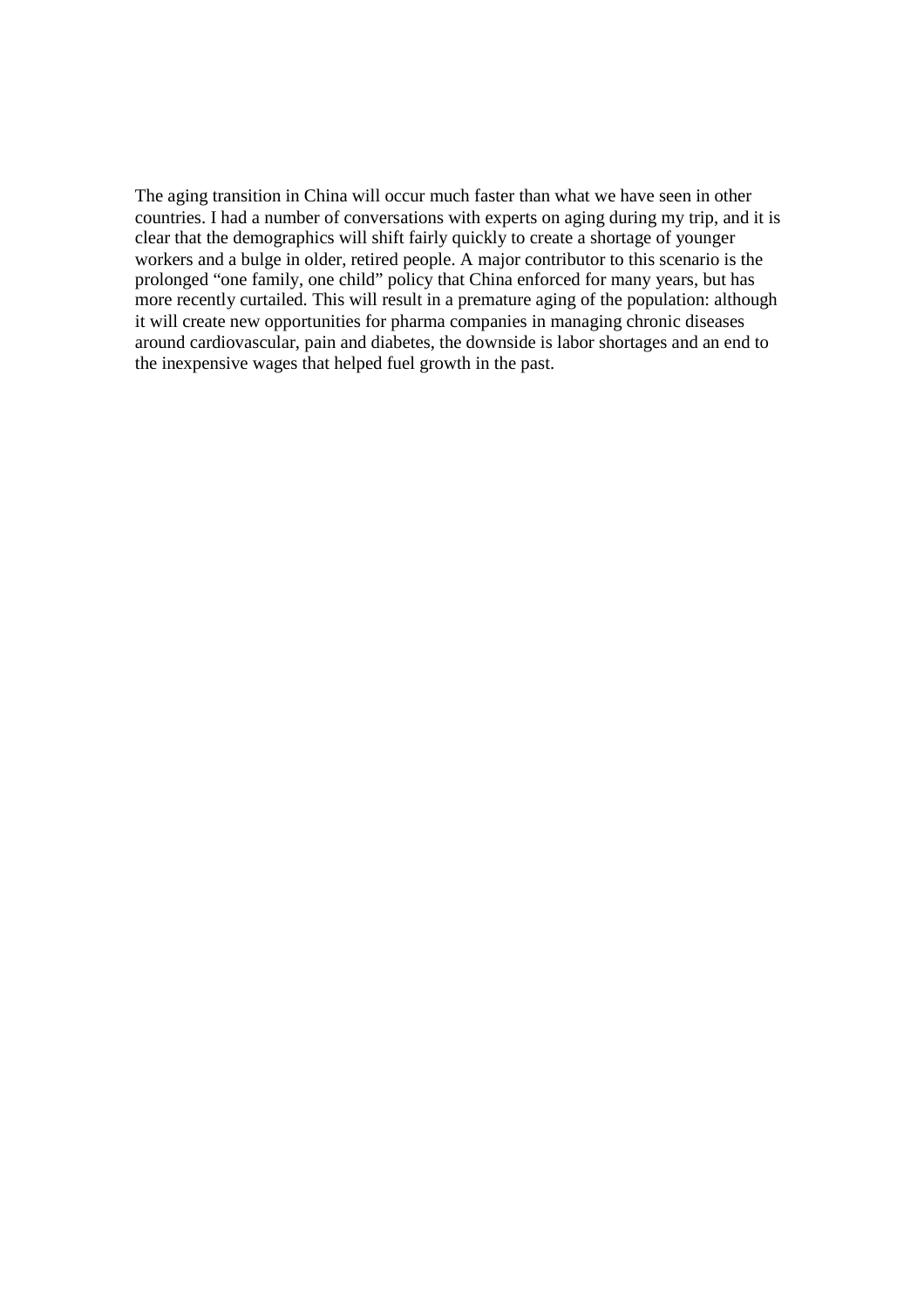The aging transition in China will occur much faster than what we have seen in other countries. I had a number of conversations with experts on aging during my trip, and it is clear that the demographics will shift fairly quickly to create a shortage of younger workers and a bulge in older, retired people. A major contributor to this scenario is the prolonged "one family, one child" policy that China enforced for many years, but has more recently curtailed. This will result in a premature aging of the population: although it will create new opportunities for pharma companies in managing chronic diseases around cardiovascular, pain and diabetes, the downside is labor shortages and an end to the inexpensive wages that helped fuel growth in the past.